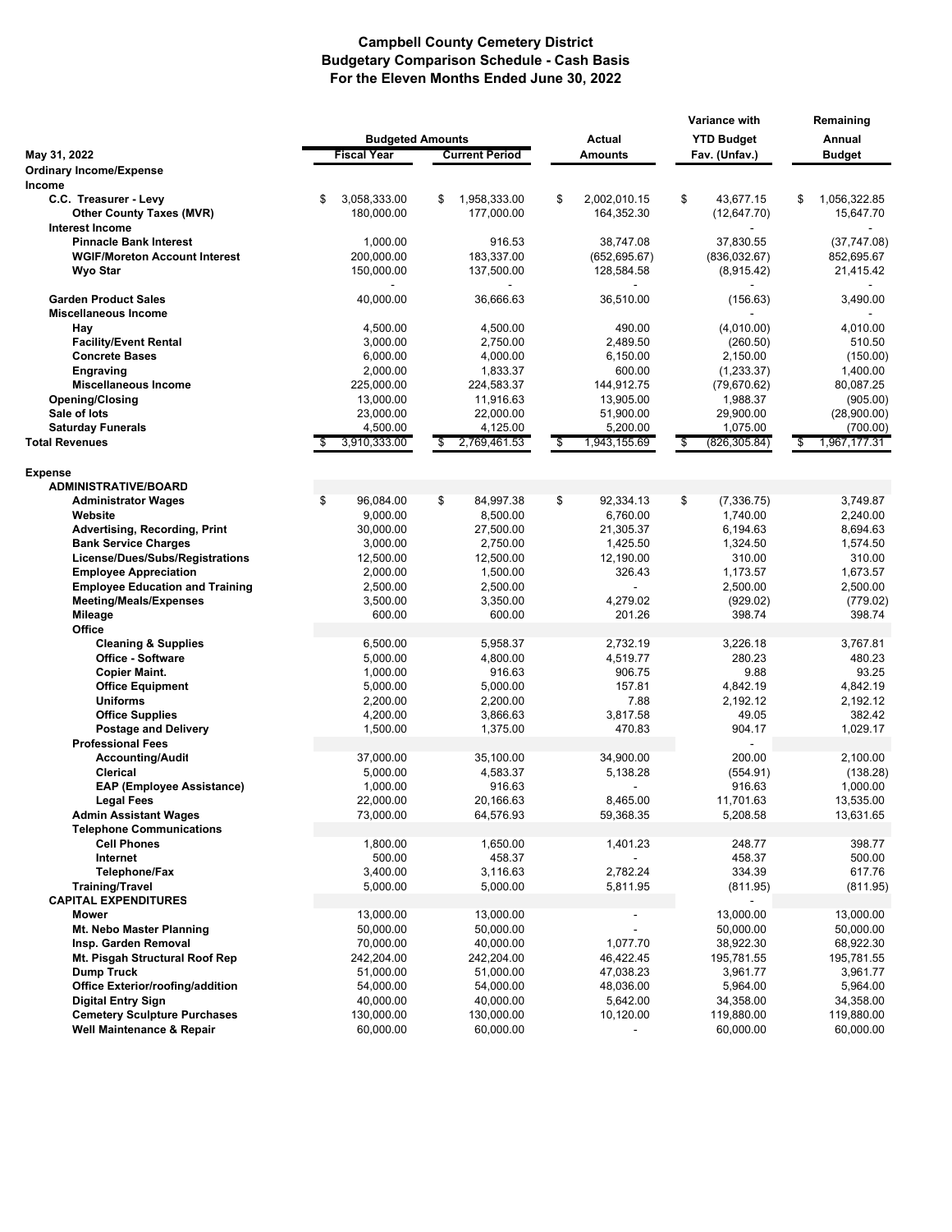# Campbell County Cemetery District
## Budgetary Comparison Schedule - Cash Basis
### For the Eleven Months Ended June 30, 2022

| May 31, 2022 | Budgeted Amounts Fiscal Year | Budgeted Amounts Current Period | Actual Amounts | Variance with YTD Budget Fav. (Unfav.) | Remaining Annual Budget |
|---|---|---|---|---|---|
| **Ordinary Income/Expense** | | | | | |
| **Income** | | | | | |
| **C.C. Treasurer - Levy** | $ 3,058,333.00 | $ 1,958,333.00 | $ 2,002,010.15 | $ 43,677.15 | $ 1,056,322.85 |
| **Other County Taxes (MVR)** | 180,000.00 | 177,000.00 | 164,352.30 | (12,647.70) | 15,647.70 |
| **Interest Income** | | | | - | - |
| **Pinnacle Bank Interest** | 1,000.00 | 916.53 | 38,747.08 | 37,830.55 | (37,747.08) |
| **WGIF/Moreton Account Interest** | 200,000.00 | 183,337.00 | (652,695.67) | (836,032.67) | 852,695.67 |
| **Wyo Star** | 150,000.00 | 137,500.00 | 128,584.58 | (8,915.42) | 21,415.42 |
| | - | - | - | - | - |
| **Garden Product Sales** | 40,000.00 | 36,666.63 | 36,510.00 | (156.63) | 3,490.00 |
| **Miscellaneous Income** | | | | - | - |
| **Hay** | 4,500.00 | 4,500.00 | 490.00 | (4,010.00) | 4,010.00 |
| **Facility/Event Rental** | 3,000.00 | 2,750.00 | 2,489.50 | (260.50) | 510.50 |
| **Concrete Bases** | 6,000.00 | 4,000.00 | 6,150.00 | 2,150.00 | (150.00) |
| **Engraving** | 2,000.00 | 1,833.37 | 600.00 | (1,233.37) | 1,400.00 |
| **Miscellaneous Income** | 225,000.00 | 224,583.37 | 144,912.75 | (79,670.62) | 80,087.25 |
| **Opening/Closing** | 13,000.00 | 11,916.63 | 13,905.00 | 1,988.37 | (905.00) |
| **Sale of lots** | 23,000.00 | 22,000.00 | 51,900.00 | 29,900.00 | (28,900.00) |
| **Saturday Funerals** | 4,500.00 | 4,125.00 | 5,200.00 | 1,075.00 | (700.00) |
| **Total Revenues** | $ 3,910,333.00 | $ 2,769,461.53 | $ 1,943,155.69 | $ (826,305.84) | $ 1,967,177.31 |
| | | | | | |
| **Expense** | | | | | |
| **ADMINISTRATIVE/BOARD** | | | | | |
| **Administrator Wages** | $ 96,084.00 | $ 84,997.38 | $ 92,334.13 | $ (7,336.75) | 3,749.87 |
| **Website** | 9,000.00 | 8,500.00 | 6,760.00 | 1,740.00 | 2,240.00 |
| **Advertising, Recording, Print** | 30,000.00 | 27,500.00 | 21,305.37 | 6,194.63 | 8,694.63 |
| **Bank Service Charges** | 3,000.00 | 2,750.00 | 1,425.50 | 1,324.50 | 1,574.50 |
| **License/Dues/Subs/Registrations** | 12,500.00 | 12,500.00 | 12,190.00 | 310.00 | 310.00 |
| **Employee Appreciation** | 2,000.00 | 1,500.00 | 326.43 | 1,173.57 | 1,673.57 |
| **Employee Education and Training** | 2,500.00 | 2,500.00 | - | 2,500.00 | 2,500.00 |
| **Meeting/Meals/Expenses** | 3,500.00 | 3,350.00 | 4,279.02 | (929.02) | (779.02) |
| **Mileage** | 600.00 | 600.00 | 201.26 | 398.74 | 398.74 |
| **Office** | | | | | |
| **Cleaning & Supplies** | 6,500.00 | 5,958.37 | 2,732.19 | 3,226.18 | 3,767.81 |
| **Office - Software** | 5,000.00 | 4,800.00 | 4,519.77 | 280.23 | 480.23 |
| **Copier Maint.** | 1,000.00 | 916.63 | 906.75 | 9.88 | 93.25 |
| **Office Equipment** | 5,000.00 | 5,000.00 | 157.81 | 4,842.19 | 4,842.19 |
| **Uniforms** | 2,200.00 | 2,200.00 | 7.88 | 2,192.12 | 2,192.12 |
| **Office Supplies** | 4,200.00 | 3,866.63 | 3,817.58 | 49.05 | 382.42 |
| **Postage and Delivery** | 1,500.00 | 1,375.00 | 470.83 | 904.17 | 1,029.17 |
| **Professional Fees** | | | | - | |
| **Accounting/Audit** | 37,000.00 | 35,100.00 | 34,900.00 | 200.00 | 2,100.00 |
| **Clerical** | 5,000.00 | 4,583.37 | 5,138.28 | (554.91) | (138.28) |
| **EAP (Employee Assistance)** | 1,000.00 | 916.63 | - | 916.63 | 1,000.00 |
| **Legal Fees** | 22,000.00 | 20,166.63 | 8,465.00 | 11,701.63 | 13,535.00 |
| **Admin Assistant Wages** | 73,000.00 | 64,576.93 | 59,368.35 | 5,208.58 | 13,631.65 |
| **Telephone Communications** | | | | | |
| **Cell Phones** | 1,800.00 | 1,650.00 | 1,401.23 | 248.77 | 398.77 |
| **Internet** | 500.00 | 458.37 | - | 458.37 | 500.00 |
| **Telephone/Fax** | 3,400.00 | 3,116.63 | 2,782.24 | 334.39 | 617.76 |
| **Training/Travel** | 5,000.00 | 5,000.00 | 5,811.95 | (811.95) | (811.95) |
| **CAPITAL EXPENDITURES** | | | | - | |
| **Mower** | 13,000.00 | 13,000.00 | - | 13,000.00 | 13,000.00 |
| **Mt. Nebo Master Planning** | 50,000.00 | 50,000.00 | - | 50,000.00 | 50,000.00 |
| **Insp. Garden Removal** | 70,000.00 | 40,000.00 | 1,077.70 | 38,922.30 | 68,922.30 |
| **Mt. Pisgah Structural Roof Rep** | 242,204.00 | 242,204.00 | 46,422.45 | 195,781.55 | 195,781.55 |
| **Dump Truck** | 51,000.00 | 51,000.00 | 47,038.23 | 3,961.77 | 3,961.77 |
| **Office Exterior/roofing/addition** | 54,000.00 | 54,000.00 | 48,036.00 | 5,964.00 | 5,964.00 |
| **Digital Entry Sign** | 40,000.00 | 40,000.00 | 5,642.00 | 34,358.00 | 34,358.00 |
| **Cemetery Sculpture Purchases** | 130,000.00 | 130,000.00 | 10,120.00 | 119,880.00 | 119,880.00 |
| **Well Maintenance & Repair** | 60,000.00 | 60,000.00 | - | 60,000.00 | 60,000.00 |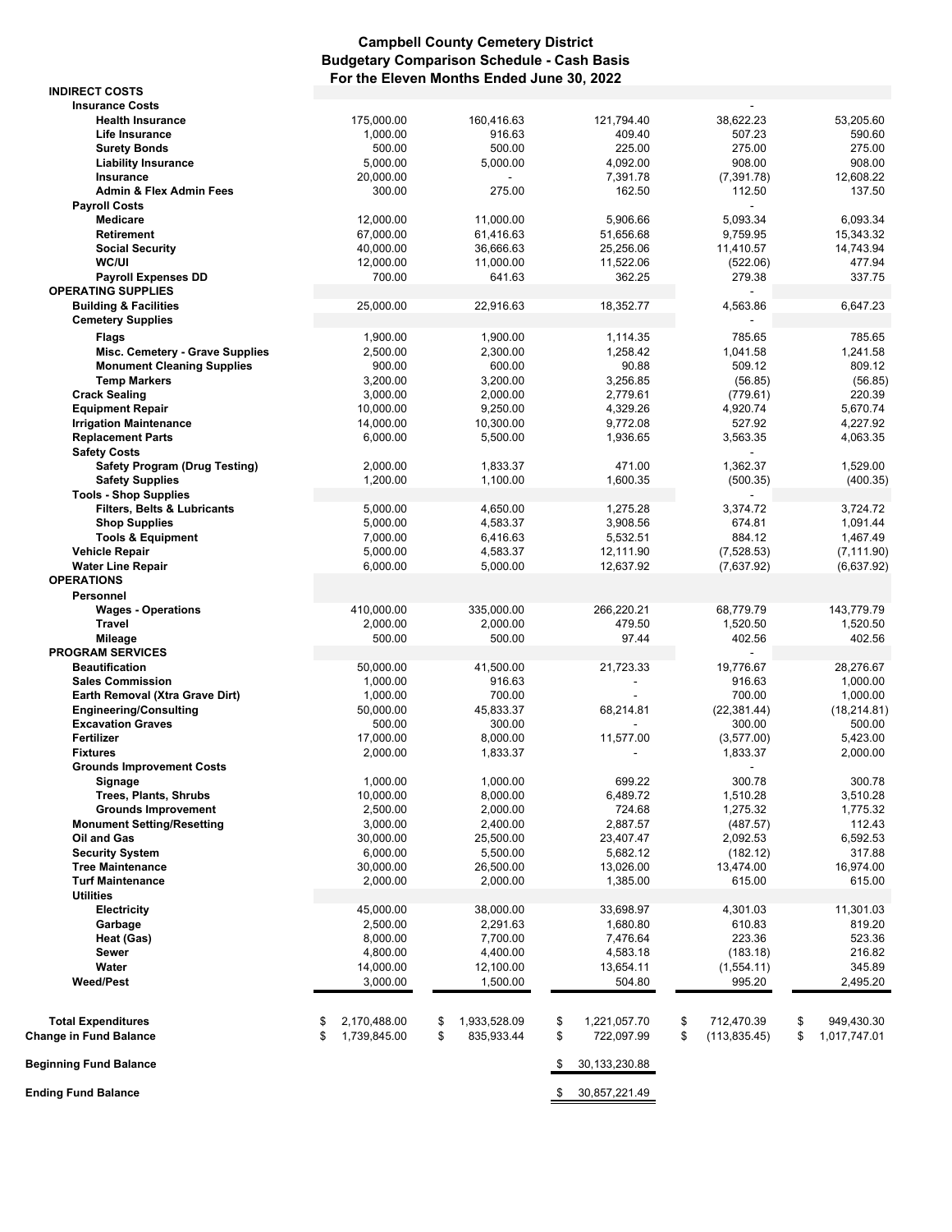## Campbell County Cemetery District
## Budgetary Comparison Schedule - Cash Basis
## For the Eleven Months Ended June 30, 2022

| | | | | | |
|---|---|---|---|---|---|
| **INDIRECT COSTS** | | | | | |
| **Insurance Costs** | | | | - | |
| **Health Insurance** | 175,000.00 | 160,416.63 | 121,794.40 | 38,622.23 | 53,205.60 |
| **Life Insurance** | 1,000.00 | 916.63 | 409.40 | 507.23 | 590.60 |
| **Surety Bonds** | 500.00 | 500.00 | 225.00 | 275.00 | 275.00 |
| **Liability Insurance** | 5,000.00 | 5,000.00 | 4,092.00 | 908.00 | 908.00 |
| **Insurance** | 20,000.00 | - | 7,391.78 | (7,391.78) | 12,608.22 |
| **Admin & Flex Admin Fees** | 300.00 | 275.00 | 162.50 | 112.50 | 137.50 |
| **Payroll Costs** | | | | - | |
| **Medicare** | 12,000.00 | 11,000.00 | 5,906.66 | 5,093.34 | 6,093.34 |
| **Retirement** | 67,000.00 | 61,416.63 | 51,656.68 | 9,759.95 | 15,343.32 |
| **Social Security** | 40,000.00 | 36,666.63 | 25,256.06 | 11,410.57 | 14,743.94 |
| **WC/UI** | 12,000.00 | 11,000.00 | 11,522.06 | (522.06) | 477.94 |
| **Payroll Expenses DD** | 700.00 | 641.63 | 362.25 | 279.38 | 337.75 |
| **OPERATING SUPPLIES** | | | | - | |
| **Building & Facilities** | 25,000.00 | 22,916.63 | 18,352.77 | 4,563.86 | 6,647.23 |
| **Cemetery Supplies** | | | | - | |
| **Flags** | 1,900.00 | 1,900.00 | 1,114.35 | 785.65 | 785.65 |
| **Misc. Cemetery - Grave Supplies** | 2,500.00 | 2,300.00 | 1,258.42 | 1,041.58 | 1,241.58 |
| **Monument Cleaning Supplies** | 900.00 | 600.00 | 90.88 | 509.12 | 809.12 |
| **Temp Markers** | 3,200.00 | 3,200.00 | 3,256.85 | (56.85) | (56.85) |
| **Crack Sealing** | 3,000.00 | 2,000.00 | 2,779.61 | (779.61) | 220.39 |
| **Equipment Repair** | 10,000.00 | 9,250.00 | 4,329.26 | 4,920.74 | 5,670.74 |
| **Irrigation Maintenance** | 14,000.00 | 10,300.00 | 9,772.08 | 527.92 | 4,227.92 |
| **Replacement Parts** | 6,000.00 | 5,500.00 | 1,936.65 | 3,563.35 | 4,063.35 |
| **Safety Costs** | | | | - | |
| **Safety Program (Drug Testing)** | 2,000.00 | 1,833.37 | 471.00 | 1,362.37 | 1,529.00 |
| **Safety Supplies** | 1,200.00 | 1,100.00 | 1,600.35 | (500.35) | (400.35) |
| **Tools - Shop Supplies** | | | | - | |
| **Filters, Belts & Lubricants** | 5,000.00 | 4,650.00 | 1,275.28 | 3,374.72 | 3,724.72 |
| **Shop Supplies** | 5,000.00 | 4,583.37 | 3,908.56 | 674.81 | 1,091.44 |
| **Tools & Equipment** | 7,000.00 | 6,416.63 | 5,532.51 | 884.12 | 1,467.49 |
| **Vehicle Repair** | 5,000.00 | 4,583.37 | 12,111.90 | (7,528.53) | (7,111.90) |
| **Water Line Repair** | 6,000.00 | 5,000.00 | 12,637.92 | (7,637.92) | (6,637.92) |
| **OPERATIONS** | | | | | |
| **Personnel** | | | | | |
| **Wages - Operations** | 410,000.00 | 335,000.00 | 266,220.21 | 68,779.79 | 143,779.79 |
| **Travel** | 2,000.00 | 2,000.00 | 479.50 | 1,520.50 | 1,520.50 |
| **Mileage** | 500.00 | 500.00 | 97.44 | 402.56 | 402.56 |
| **PROGRAM SERVICES** | | | | - | |
| **Beautification** | 50,000.00 | 41,500.00 | 21,723.33 | 19,776.67 | 28,276.67 |
| **Sales Commission** | 1,000.00 | 916.63 | - | 916.63 | 1,000.00 |
| **Earth Removal (Xtra Grave Dirt)** | 1,000.00 | 700.00 | - | 700.00 | 1,000.00 |
| **Engineering/Consulting** | 50,000.00 | 45,833.37 | 68,214.81 | (22,381.44) | (18,214.81) |
| **Excavation Graves** | 500.00 | 300.00 | - | 300.00 | 500.00 |
| **Fertilizer** | 17,000.00 | 8,000.00 | 11,577.00 | (3,577.00) | 5,423.00 |
| **Fixtures** | 2,000.00 | 1,833.37 | - | 1,833.37 | 2,000.00 |
| **Grounds Improvement Costs** | | | | - | |
| **Signage** | 1,000.00 | 1,000.00 | 699.22 | 300.78 | 300.78 |
| **Trees, Plants, Shrubs** | 10,000.00 | 8,000.00 | 6,489.72 | 1,510.28 | 3,510.28 |
| **Grounds Improvement** | 2,500.00 | 2,000.00 | 724.68 | 1,275.32 | 1,775.32 |
| **Monument Setting/Resetting** | 3,000.00 | 2,400.00 | 2,887.57 | (487.57) | 112.43 |
| **Oil and Gas** | 30,000.00 | 25,500.00 | 23,407.47 | 2,092.53 | 6,592.53 |
| **Security System** | 6,000.00 | 5,500.00 | 5,682.12 | (182.12) | 317.88 |
| **Tree Maintenance** | 30,000.00 | 26,500.00 | 13,026.00 | 13,474.00 | 16,974.00 |
| **Turf Maintenance** | 2,000.00 | 2,000.00 | 1,385.00 | 615.00 | 615.00 |
| **Utilities** | | | | | |
| **Electricity** | 45,000.00 | 38,000.00 | 33,698.97 | 4,301.03 | 11,301.03 |
| **Garbage** | 2,500.00 | 2,291.63 | 1,680.80 | 610.83 | 819.20 |
| **Heat (Gas)** | 8,000.00 | 7,700.00 | 7,476.64 | 223.36 | 523.36 |
| **Sewer** | 4,800.00 | 4,400.00 | 4,583.18 | (183.18) | 216.82 |
| **Water** | 14,000.00 | 12,100.00 | 13,654.11 | (1,554.11) | 345.89 |
| **Weed/Pest** | 3,000.00 | 1,500.00 | 504.80 | 995.20 | 2,495.20 |
| | | | | | |
| **Total Expenditures** | $ 2,170,488.00 | $ 1,933,528.09 | $ 1,221,057.70 | $ 712,470.39 | $ 949,430.30 |
| **Change in Fund Balance** | $ 1,739,845.00 | $ 835,933.44 | $ 722,097.99 | $ (113,835.45) | $ 1,017,747.01 |
| | | | | | |
| **Beginning Fund Balance** | | | $ 30,133,230.88 | | |
| | | | | | |
| **Ending Fund Balance** | | | $ 30,857,221.49 | | |